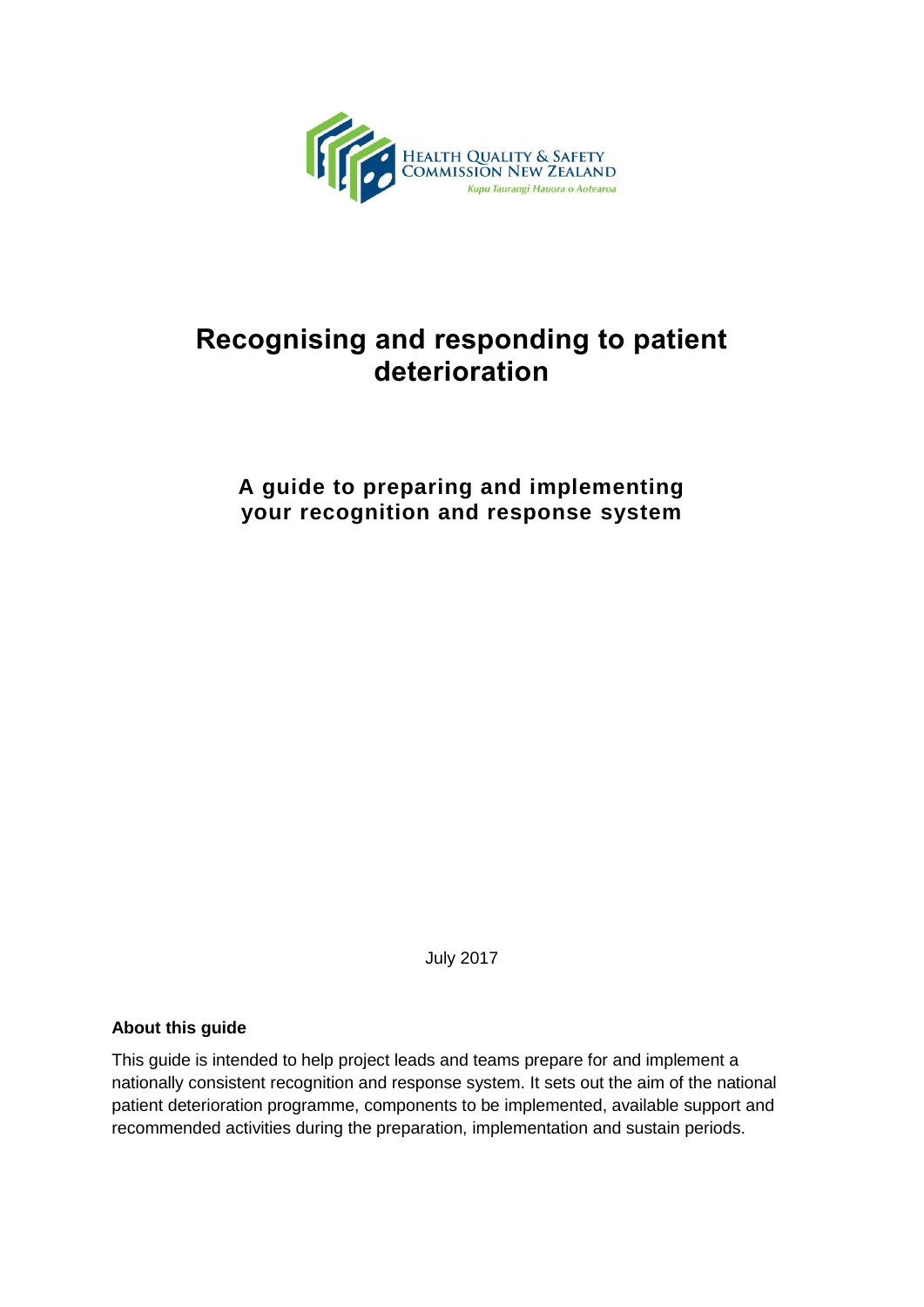HEALTH QUALITY & SAFETY COMMISSION NEW ZEALAND

*Kupu Taurangi Hauora o Aotearoa*

# Recognising and responding to patient deterioration

## A guide to preparing and implementing your recognition and response system

July 2017

**About this guide**

This guide is intended to help project leads and teams prepare for and implement a nationally consistent recognition and response system. It sets out the aim of the national patient deterioration programme, components to be implemented, available support and recommended activities during the preparation, implementation and sustain periods.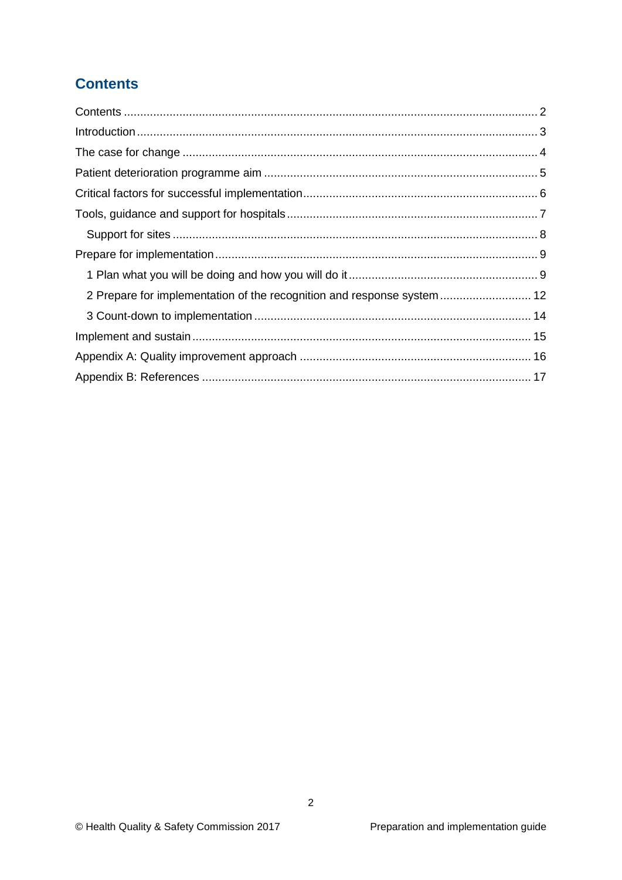## Contents

Contents ... 2
Introduction ... 3
The case for change ... 4
Patient deterioration programme aim ... 5
Critical factors for successful implementation ... 6
Tools, guidance and support for hospitals ... 7
    Support for sites ... 8
Prepare for implementation ... 9
    1 Plan what you will be doing and how you will do it ... 9
    2 Prepare for implementation of the recognition and response system ... 12
    3 Count-down to implementation ... 14
Implement and sustain ... 15
Appendix A: Quality improvement approach ... 16
Appendix B: References ... 17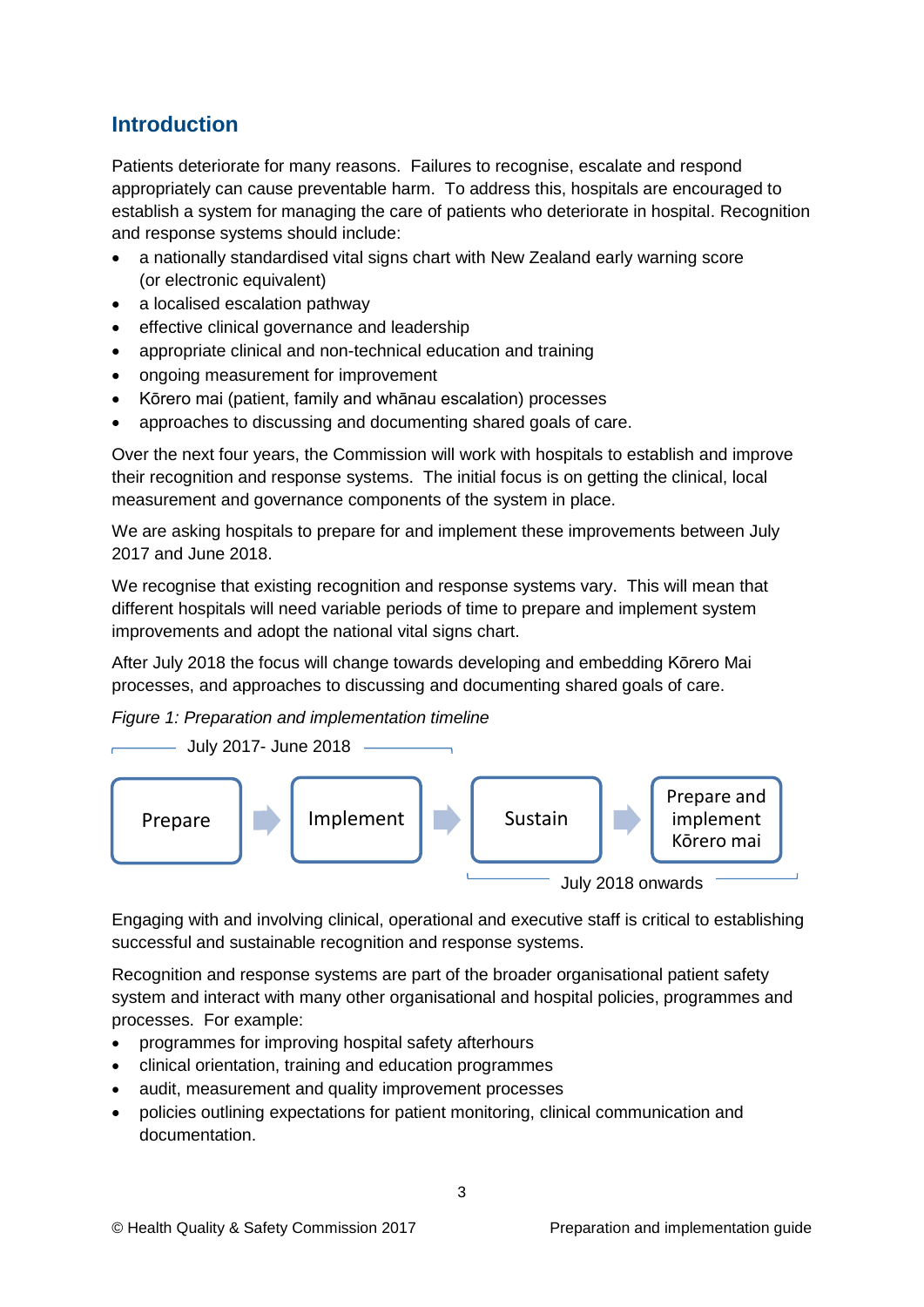## Introduction

Patients deteriorate for many reasons. Failures to recognise, escalate and respond appropriately can cause preventable harm. To address this, hospitals are encouraged to establish a system for managing the care of patients who deteriorate in hospital. Recognition and response systems should include:

- a nationally standardised vital signs chart with New Zealand early warning score (or electronic equivalent)
- a localised escalation pathway
- effective clinical governance and leadership
- appropriate clinical and non-technical education and training
- ongoing measurement for improvement
- Kōrero mai (patient, family and whānau escalation) processes
- approaches to discussing and documenting shared goals of care.

Over the next four years, the Commission will work with hospitals to establish and improve their recognition and response systems. The initial focus is on getting the clinical, local measurement and governance components of the system in place.

We are asking hospitals to prepare for and implement these improvements between July 2017 and June 2018.

We recognise that existing recognition and response systems vary. This will mean that different hospitals will need variable periods of time to prepare and implement system improvements and adopt the national vital signs chart.

After July 2018 the focus will change towards developing and embedding Kōrero Mai processes, and approaches to discussing and documenting shared goals of care.

*Figure 1: Preparation and implementation timeline*

July 2017- June 2018

Prepare → Implement → Sustain → Prepare and implement Kōrero mai

July 2018 onwards

Engaging with and involving clinical, operational and executive staff is critical to establishing successful and sustainable recognition and response systems.

Recognition and response systems are part of the broader organisational patient safety system and interact with many other organisational and hospital policies, programmes and processes. For example:

- programmes for improving hospital safety afterhours
- clinical orientation, training and education programmes
- audit, measurement and quality improvement processes
- policies outlining expectations for patient monitoring, clinical communication and documentation.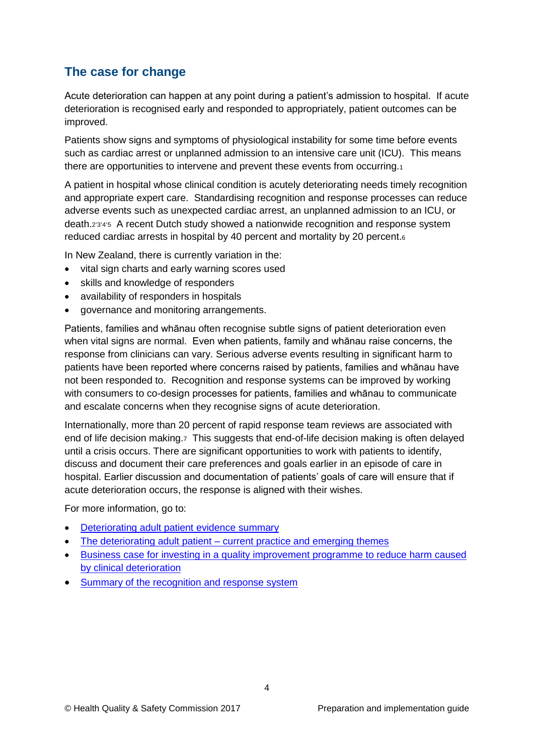## The case for change

Acute deterioration can happen at any point during a patient's admission to hospital. If acute deterioration is recognised early and responded to appropriately, patient outcomes can be improved.

Patients show signs and symptoms of physiological instability for some time before events such as cardiac arrest or unplanned admission to an intensive care unit (ICU). This means there are opportunities to intervene and prevent these events from occurring.[1]

A patient in hospital whose clinical condition is acutely deteriorating needs timely recognition and appropriate expert care. Standardising recognition and response processes can reduce adverse events such as unexpected cardiac arrest, an unplanned admission to an ICU, or death.[2,3,4,5] A recent Dutch study showed a nationwide recognition and response system reduced cardiac arrests in hospital by 40 percent and mortality by 20 percent.[6]

In New Zealand, there is currently variation in the:

- vital sign charts and early warning scores used
- skills and knowledge of responders
- availability of responders in hospitals
- governance and monitoring arrangements.

Patients, families and whānau often recognise subtle signs of patient deterioration even when vital signs are normal. Even when patients, family and whānau raise concerns, the response from clinicians can vary. Serious adverse events resulting in significant harm to patients have been reported where concerns raised by patients, families and whānau have not been responded to. Recognition and response systems can be improved by working with consumers to co-design processes for patients, families and whānau to communicate and escalate concerns when they recognise signs of acute deterioration.

Internationally, more than 20 percent of rapid response team reviews are associated with end of life decision making.[7] This suggests that end-of-life decision making is often delayed until a crisis occurs. There are significant opportunities to work with patients to identify, discuss and document their care preferences and goals earlier in an episode of care in hospital. Earlier discussion and documentation of patients' goals of care will ensure that if acute deterioration occurs, the response is aligned with their wishes.

For more information, go to:

- Deteriorating adult patient evidence summary
- The deteriorating adult patient – current practice and emerging themes
- Business case for investing in a quality improvement programme to reduce harm caused by clinical deterioration
- Summary of the recognition and response system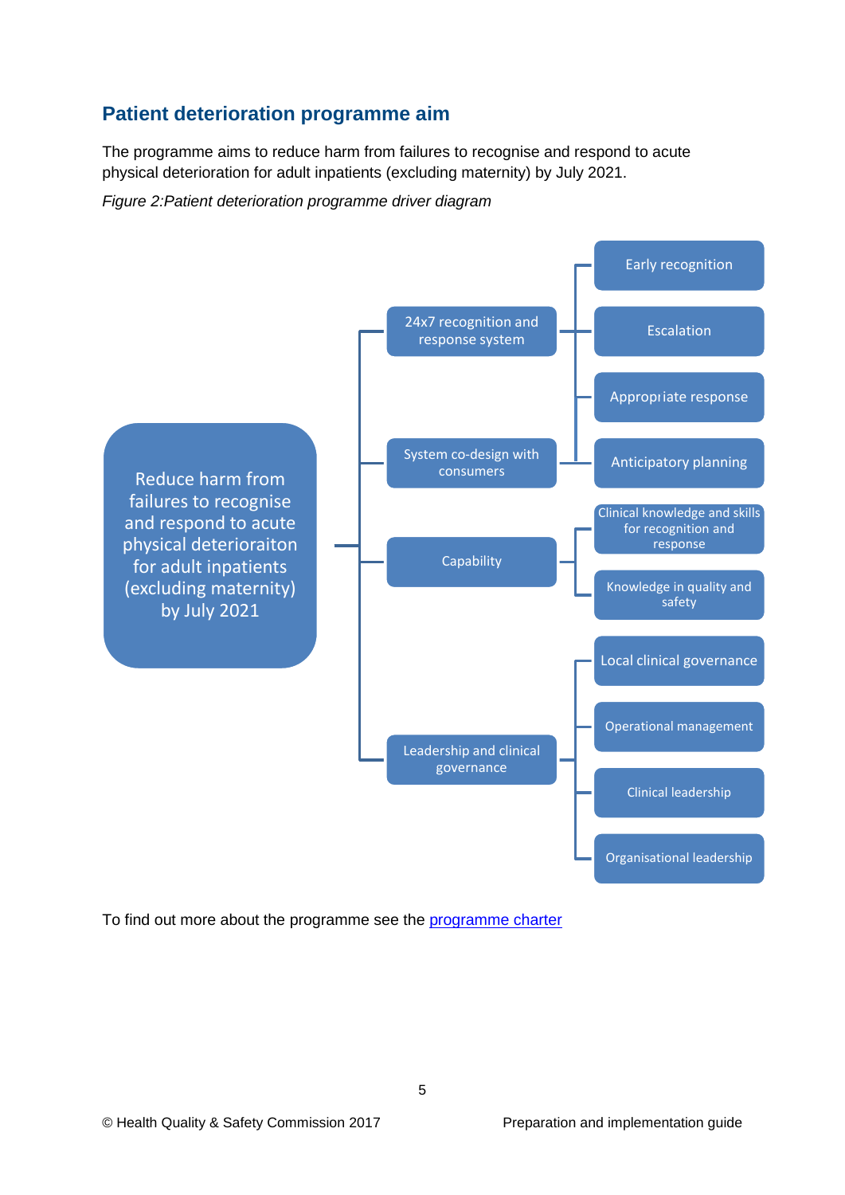## Patient deterioration programme aim

The programme aims to reduce harm from failures to recognise and respond to acute physical deterioration for adult inpatients (excluding maternity) by July 2021.

*Figure 2:Patient deterioration programme driver diagram*

- **Reduce harm from failures to recognise and respond to acute physical deterioraiton for adult inpatients (excluding maternity) by July 2021**
  - 24x7 recognition and response system
  - System co-design with consumers
    - Early recognition
    - Escalation
    - Appropriate response
    - Anticipatory planning
  - Capability
    - Clinical knowledge and skills for recognition and response
    - Knowledge in quality and safety
  - Leadership and clinical governance
    - Local clinical governance
    - Operational management
    - Clinical leadership
    - Organisational leadership

To find out more about the programme see the programme charter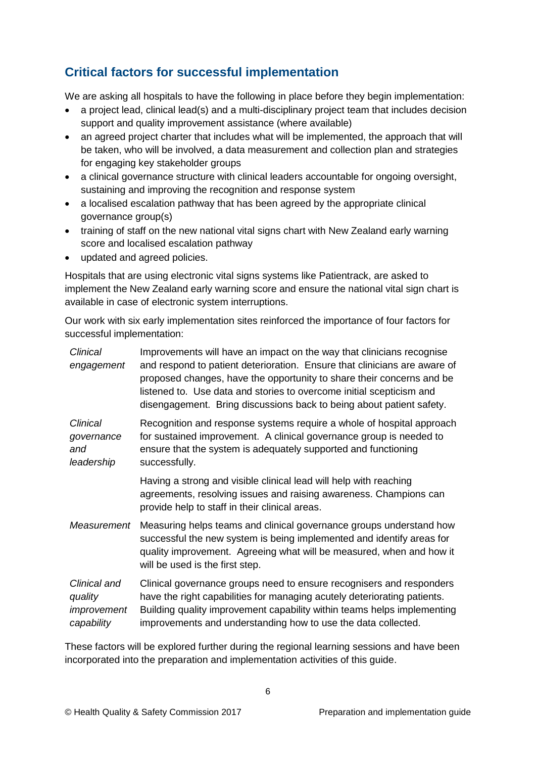## Critical factors for successful implementation

We are asking all hospitals to have the following in place before they begin implementation:

- a project lead, clinical lead(s) and a multi-disciplinary project team that includes decision support and quality improvement assistance (where available)
- an agreed project charter that includes what will be implemented, the approach that will be taken, who will be involved, a data measurement and collection plan and strategies for engaging key stakeholder groups
- a clinical governance structure with clinical leaders accountable for ongoing oversight, sustaining and improving the recognition and response system
- a localised escalation pathway that has been agreed by the appropriate clinical governance group(s)
- training of staff on the new national vital signs chart with New Zealand early warning score and localised escalation pathway
- updated and agreed policies.

Hospitals that are using electronic vital signs systems like Patientrack, are asked to implement the New Zealand early warning score and ensure the national vital sign chart is available in case of electronic system interruptions.

Our work with six early implementation sites reinforced the importance of four factors for successful implementation:

| | |
|---|---|
| *Clinical engagement* | Improvements will have an impact on the way that clinicians recognise and respond to patient deterioration. Ensure that clinicians are aware of proposed changes, have the opportunity to share their concerns and be listened to. Use data and stories to overcome initial scepticism and disengagement. Bring discussions back to being about patient safety. |
| *Clinical governance and leadership* | Recognition and response systems require a whole of hospital approach for sustained improvement. A clinical governance group is needed to ensure that the system is adequately supported and functioning successfully. |
| | Having a strong and visible clinical lead will help with reaching agreements, resolving issues and raising awareness. Champions can provide help to staff in their clinical areas. |
| *Measurement* | Measuring helps teams and clinical governance groups understand how successful the new system is being implemented and identify areas for quality improvement. Agreeing what will be measured, when and how it will be used is the first step. |
| *Clinical and quality improvement capability* | Clinical governance groups need to ensure recognisers and responders have the right capabilities for managing acutely deteriorating patients. Building quality improvement capability within teams helps implementing improvements and understanding how to use the data collected. |

These factors will be explored further during the regional learning sessions and have been incorporated into the preparation and implementation activities of this guide.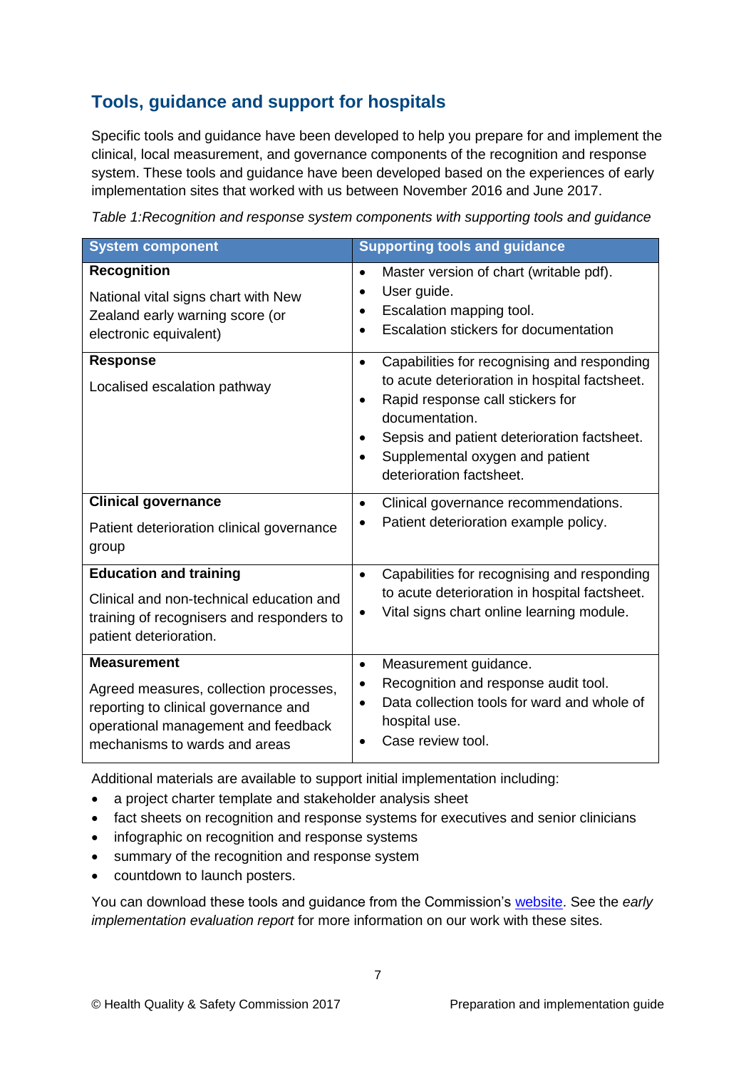## Tools, guidance and support for hospitals

Specific tools and guidance have been developed to help you prepare for and implement the clinical, local measurement, and governance components of the recognition and response system. These tools and guidance have been developed based on the experiences of early implementation sites that worked with us between November 2016 and June 2017.

*Table 1:Recognition and response system components with supporting tools and guidance*

| System component | Supporting tools and guidance |
|---|---|
| **Recognition**<br><br>National vital signs chart with New Zealand early warning score (or electronic equivalent) | • Master version of chart (writable pdf).<br>• User guide.<br>• Escalation mapping tool.<br>• Escalation stickers for documentation |
| **Response**<br><br>Localised escalation pathway | • Capabilities for recognising and responding to acute deterioration in hospital factsheet.<br>• Rapid response call stickers for documentation.<br>• Sepsis and patient deterioration factsheet.<br>• Supplemental oxygen and patient deterioration factsheet. |
| **Clinical governance**<br><br>Patient deterioration clinical governance group | • Clinical governance recommendations.<br>• Patient deterioration example policy. |
| **Education and training**<br><br>Clinical and non-technical education and training of recognisers and responders to patient deterioration. | • Capabilities for recognising and responding to acute deterioration in hospital factsheet.<br>• Vital signs chart online learning module. |
| **Measurement**<br><br>Agreed measures, collection processes, reporting to clinical governance and operational management and feedback mechanisms to wards and areas | • Measurement guidance.<br>• Recognition and response audit tool.<br>• Data collection tools for ward and whole of hospital use.<br>• Case review tool. |

Additional materials are available to support initial implementation including:

- a project charter template and stakeholder analysis sheet
- fact sheets on recognition and response systems for executives and senior clinicians
- infographic on recognition and response systems
- summary of the recognition and response system
- countdown to launch posters.

You can download these tools and guidance from the Commission's website. See the *early implementation evaluation report* for more information on our work with these sites.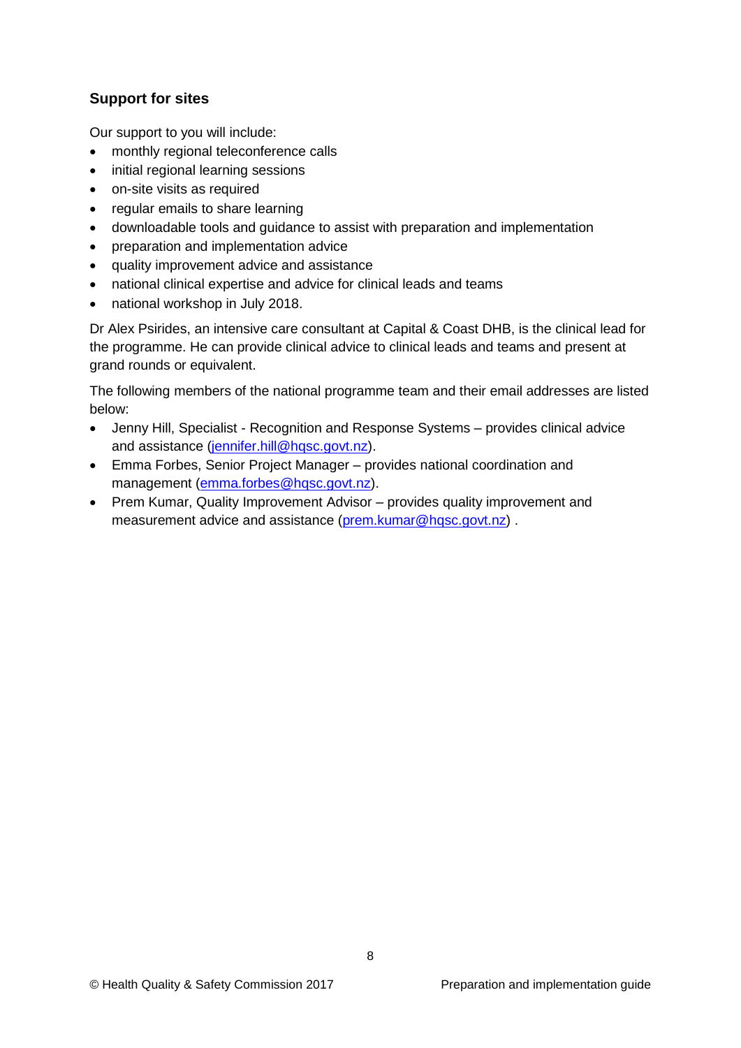### Support for sites

Our support to you will include:

- monthly regional teleconference calls
- initial regional learning sessions
- on-site visits as required
- regular emails to share learning
- downloadable tools and guidance to assist with preparation and implementation
- preparation and implementation advice
- quality improvement advice and assistance
- national clinical expertise and advice for clinical leads and teams
- national workshop in July 2018.

Dr Alex Psirides, an intensive care consultant at Capital & Coast DHB, is the clinical lead for the programme. He can provide clinical advice to clinical leads and teams and present at grand rounds or equivalent.

The following members of the national programme team and their email addresses are listed below:

- Jenny Hill, Specialist - Recognition and Response Systems – provides clinical advice and assistance (jennifer.hill@hqsc.govt.nz).
- Emma Forbes, Senior Project Manager – provides national coordination and management (emma.forbes@hqsc.govt.nz).
- Prem Kumar, Quality Improvement Advisor – provides quality improvement and measurement advice and assistance (prem.kumar@hqsc.govt.nz) .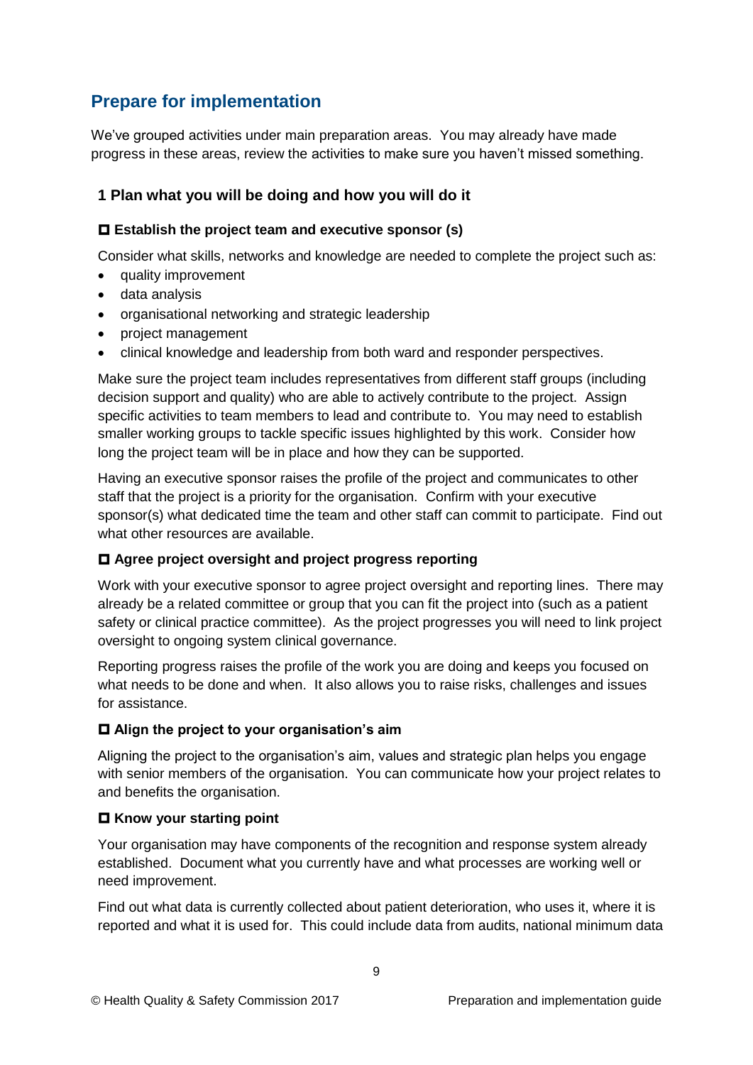## Prepare for implementation

We've grouped activities under main preparation areas. You may already have made progress in these areas, review the activities to make sure you haven't missed something.

### 1 Plan what you will be doing and how you will do it

#### ☐ Establish the project team and executive sponsor (s)

Consider what skills, networks and knowledge are needed to complete the project such as:

- quality improvement
- data analysis
- organisational networking and strategic leadership
- project management
- clinical knowledge and leadership from both ward and responder perspectives.

Make sure the project team includes representatives from different staff groups (including decision support and quality) who are able to actively contribute to the project. Assign specific activities to team members to lead and contribute to. You may need to establish smaller working groups to tackle specific issues highlighted by this work. Consider how long the project team will be in place and how they can be supported.

Having an executive sponsor raises the profile of the project and communicates to other staff that the project is a priority for the organisation. Confirm with your executive sponsor(s) what dedicated time the team and other staff can commit to participate. Find out what other resources are available.

#### ☐ Agree project oversight and project progress reporting

Work with your executive sponsor to agree project oversight and reporting lines. There may already be a related committee or group that you can fit the project into (such as a patient safety or clinical practice committee). As the project progresses you will need to link project oversight to ongoing system clinical governance.

Reporting progress raises the profile of the work you are doing and keeps you focused on what needs to be done and when. It also allows you to raise risks, challenges and issues for assistance.

#### ☐ Align the project to your organisation's aim

Aligning the project to the organisation's aim, values and strategic plan helps you engage with senior members of the organisation. You can communicate how your project relates to and benefits the organisation.

#### ☐ Know your starting point

Your organisation may have components of the recognition and response system already established. Document what you currently have and what processes are working well or need improvement.

Find out what data is currently collected about patient deterioration, who uses it, where it is reported and what it is used for. This could include data from audits, national minimum data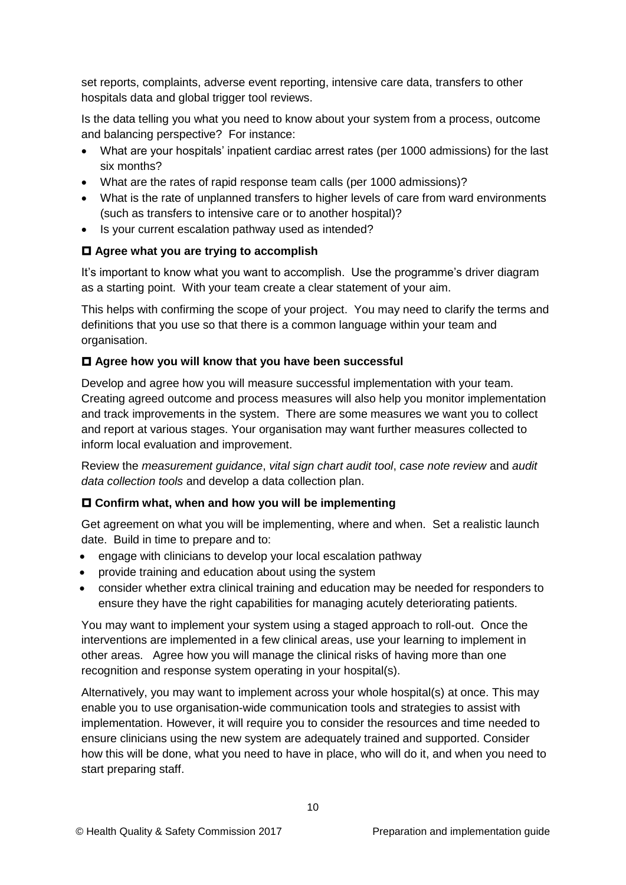set reports, complaints, adverse event reporting, intensive care data, transfers to other hospitals data and global trigger tool reviews.

Is the data telling you what you need to know about your system from a process, outcome and balancing perspective? For instance:

- What are your hospitals' inpatient cardiac arrest rates (per 1000 admissions) for the last six months?
- What are the rates of rapid response team calls (per 1000 admissions)?
- What is the rate of unplanned transfers to higher levels of care from ward environments (such as transfers to intensive care or to another hospital)?
- Is your current escalation pathway used as intended?

### ☐ Agree what you are trying to accomplish

It's important to know what you want to accomplish. Use the programme's driver diagram as a starting point. With your team create a clear statement of your aim.

This helps with confirming the scope of your project. You may need to clarify the terms and definitions that you use so that there is a common language within your team and organisation.

### ☐ Agree how you will know that you have been successful

Develop and agree how you will measure successful implementation with your team. Creating agreed outcome and process measures will also help you monitor implementation and track improvements in the system. There are some measures we want you to collect and report at various stages. Your organisation may want further measures collected to inform local evaluation and improvement.

Review the *measurement guidance*, *vital sign chart audit tool*, *case note review* and *audit data collection tools* and develop a data collection plan.

### ☐ Confirm what, when and how you will be implementing

Get agreement on what you will be implementing, where and when. Set a realistic launch date. Build in time to prepare and to:

- engage with clinicians to develop your local escalation pathway
- provide training and education about using the system
- consider whether extra clinical training and education may be needed for responders to ensure they have the right capabilities for managing acutely deteriorating patients.

You may want to implement your system using a staged approach to roll-out. Once the interventions are implemented in a few clinical areas, use your learning to implement in other areas. Agree how you will manage the clinical risks of having more than one recognition and response system operating in your hospital(s).

Alternatively, you may want to implement across your whole hospital(s) at once. This may enable you to use organisation-wide communication tools and strategies to assist with implementation. However, it will require you to consider the resources and time needed to ensure clinicians using the new system are adequately trained and supported. Consider how this will be done, what you need to have in place, who will do it, and when you need to start preparing staff.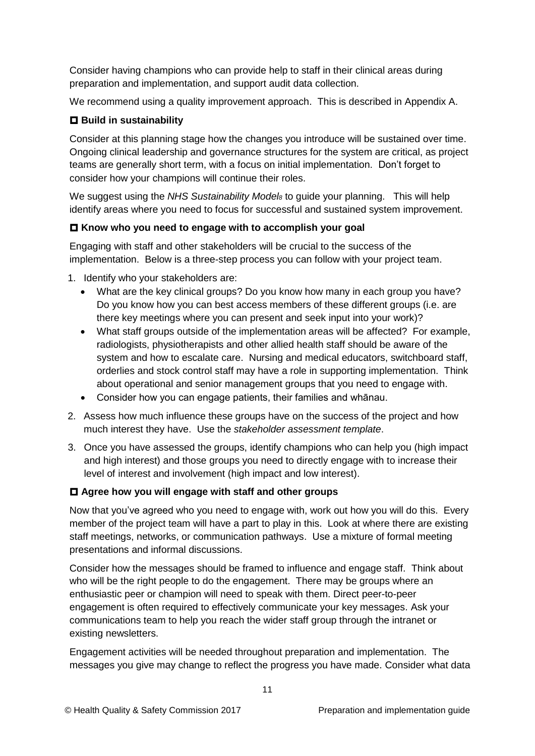Consider having champions who can provide help to staff in their clinical areas during preparation and implementation, and support audit data collection.

We recommend using a quality improvement approach. This is described in Appendix A.

### ◻ Build in sustainability

Consider at this planning stage how the changes you introduce will be sustained over time. Ongoing clinical leadership and governance structures for the system are critical, as project teams are generally short term, with a focus on initial implementation. Don't forget to consider how your champions will continue their roles.

We suggest using the *NHS Sustainability Model*[8] to guide your planning. This will help identify areas where you need to focus for successful and sustained system improvement.

### ◻ Know who you need to engage with to accomplish your goal

Engaging with staff and other stakeholders will be crucial to the success of the implementation. Below is a three-step process you can follow with your project team.

1. Identify who your stakeholders are:
   - What are the key clinical groups? Do you know how many in each group you have? Do you know how you can best access members of these different groups (i.e. are there key meetings where you can present and seek input into your work)?
   - What staff groups outside of the implementation areas will be affected? For example, radiologists, physiotherapists and other allied health staff should be aware of the system and how to escalate care. Nursing and medical educators, switchboard staff, orderlies and stock control staff may have a role in supporting implementation. Think about operational and senior management groups that you need to engage with.
   - Consider how you can engage patients, their families and whānau.
2. Assess how much influence these groups have on the success of the project and how much interest they have. Use the *stakeholder assessment template*.
3. Once you have assessed the groups, identify champions who can help you (high impact and high interest) and those groups you need to directly engage with to increase their level of interest and involvement (high impact and low interest).

### ◻ Agree how you will engage with staff and other groups

Now that you've agreed who you need to engage with, work out how you will do this. Every member of the project team will have a part to play in this. Look at where there are existing staff meetings, networks, or communication pathways. Use a mixture of formal meeting presentations and informal discussions.

Consider how the messages should be framed to influence and engage staff. Think about who will be the right people to do the engagement. There may be groups where an enthusiastic peer or champion will need to speak with them. Direct peer-to-peer engagement is often required to effectively communicate your key messages. Ask your communications team to help you reach the wider staff group through the intranet or existing newsletters.

Engagement activities will be needed throughout preparation and implementation. The messages you give may change to reflect the progress you have made. Consider what data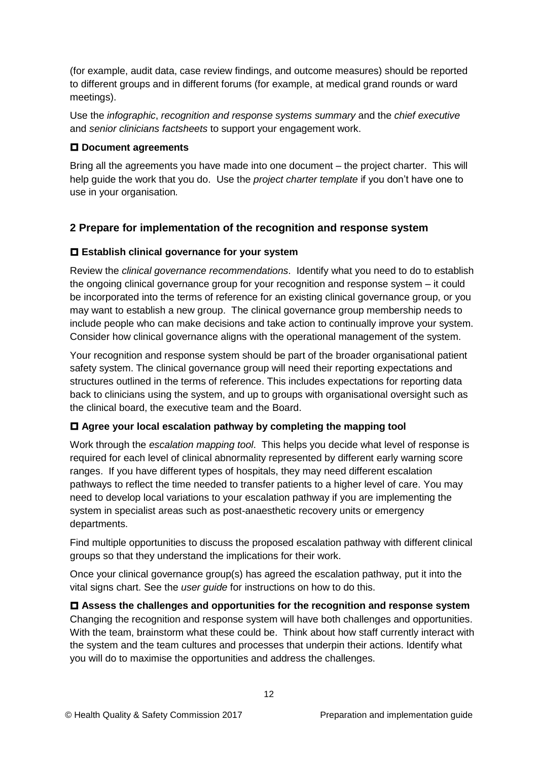(for example, audit data, case review findings, and outcome measures) should be reported to different groups and in different forums (for example, at medical grand rounds or ward meetings).

Use the *infographic*, *recognition and response systems summary* and the *chief executive* and *senior clinicians factsheets* to support your engagement work.

**◻ Document agreements**

Bring all the agreements you have made into one document – the project charter. This will help guide the work that you do. Use the *project charter template* if you don't have one to use in your organisation.

## 2 Prepare for implementation of the recognition and response system

**◻ Establish clinical governance for your system**

Review the *clinical governance recommendations*. Identify what you need to do to establish the ongoing clinical governance group for your recognition and response system – it could be incorporated into the terms of reference for an existing clinical governance group, or you may want to establish a new group. The clinical governance group membership needs to include people who can make decisions and take action to continually improve your system. Consider how clinical governance aligns with the operational management of the system.

Your recognition and response system should be part of the broader organisational patient safety system. The clinical governance group will need their reporting expectations and structures outlined in the terms of reference. This includes expectations for reporting data back to clinicians using the system, and up to groups with organisational oversight such as the clinical board, the executive team and the Board.

**◻ Agree your local escalation pathway by completing the mapping tool**

Work through the *escalation mapping tool*. This helps you decide what level of response is required for each level of clinical abnormality represented by different early warning score ranges. If you have different types of hospitals, they may need different escalation pathways to reflect the time needed to transfer patients to a higher level of care. You may need to develop local variations to your escalation pathway if you are implementing the system in specialist areas such as post-anaesthetic recovery units or emergency departments.

Find multiple opportunities to discuss the proposed escalation pathway with different clinical groups so that they understand the implications for their work.

Once your clinical governance group(s) has agreed the escalation pathway, put it into the vital signs chart. See the *user guide* for instructions on how to do this.

**◻ Assess the challenges and opportunities for the recognition and response system**

Changing the recognition and response system will have both challenges and opportunities. With the team, brainstorm what these could be. Think about how staff currently interact with the system and the team cultures and processes that underpin their actions. Identify what you will do to maximise the opportunities and address the challenges.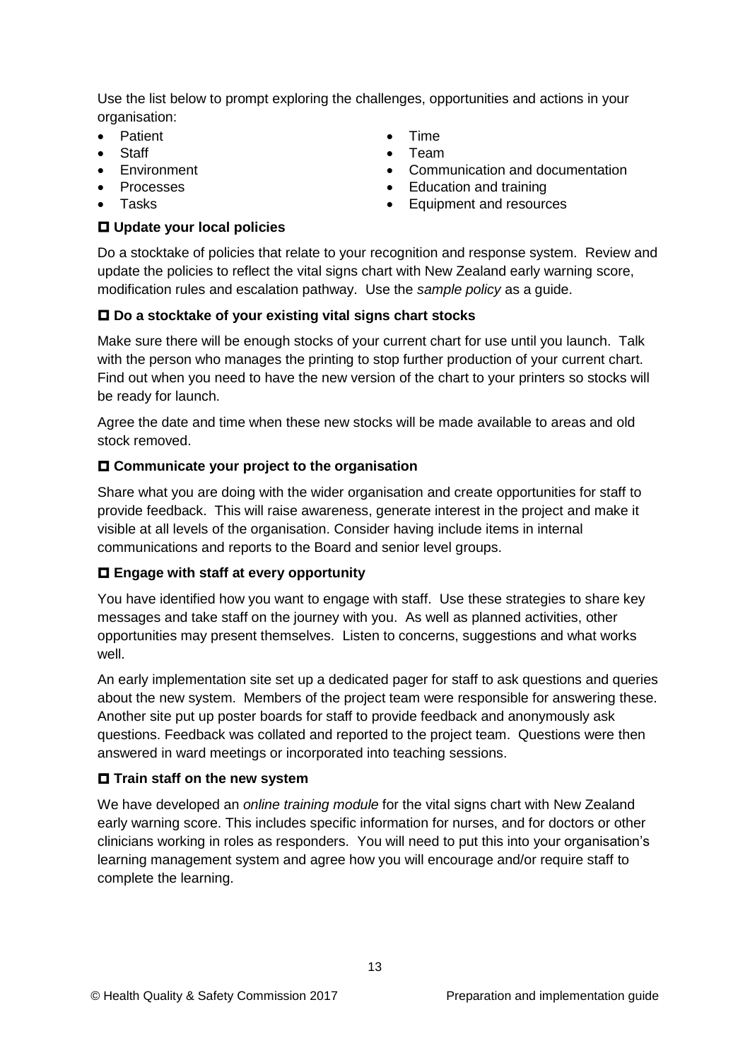Use the list below to prompt exploring the challenges, opportunities and actions in your organisation:

- Patient
- Staff
- Environment
- Processes
- Tasks
- Time
- Team
- Communication and documentation
- Education and training
- Equipment and resources

**◻ Update your local policies**

Do a stocktake of policies that relate to your recognition and response system. Review and update the policies to reflect the vital signs chart with New Zealand early warning score, modification rules and escalation pathway. Use the *sample policy* as a guide.

**◻ Do a stocktake of your existing vital signs chart stocks**

Make sure there will be enough stocks of your current chart for use until you launch. Talk with the person who manages the printing to stop further production of your current chart. Find out when you need to have the new version of the chart to your printers so stocks will be ready for launch.

Agree the date and time when these new stocks will be made available to areas and old stock removed.

**◻ Communicate your project to the organisation**

Share what you are doing with the wider organisation and create opportunities for staff to provide feedback. This will raise awareness, generate interest in the project and make it visible at all levels of the organisation. Consider having include items in internal communications and reports to the Board and senior level groups.

**◻ Engage with staff at every opportunity**

You have identified how you want to engage with staff. Use these strategies to share key messages and take staff on the journey with you. As well as planned activities, other opportunities may present themselves. Listen to concerns, suggestions and what works well.

An early implementation site set up a dedicated pager for staff to ask questions and queries about the new system. Members of the project team were responsible for answering these. Another site put up poster boards for staff to provide feedback and anonymously ask questions. Feedback was collated and reported to the project team. Questions were then answered in ward meetings or incorporated into teaching sessions.

**◻ Train staff on the new system**

We have developed an *online training module* for the vital signs chart with New Zealand early warning score. This includes specific information for nurses, and for doctors or other clinicians working in roles as responders. You will need to put this into your organisation's learning management system and agree how you will encourage and/or require staff to complete the learning.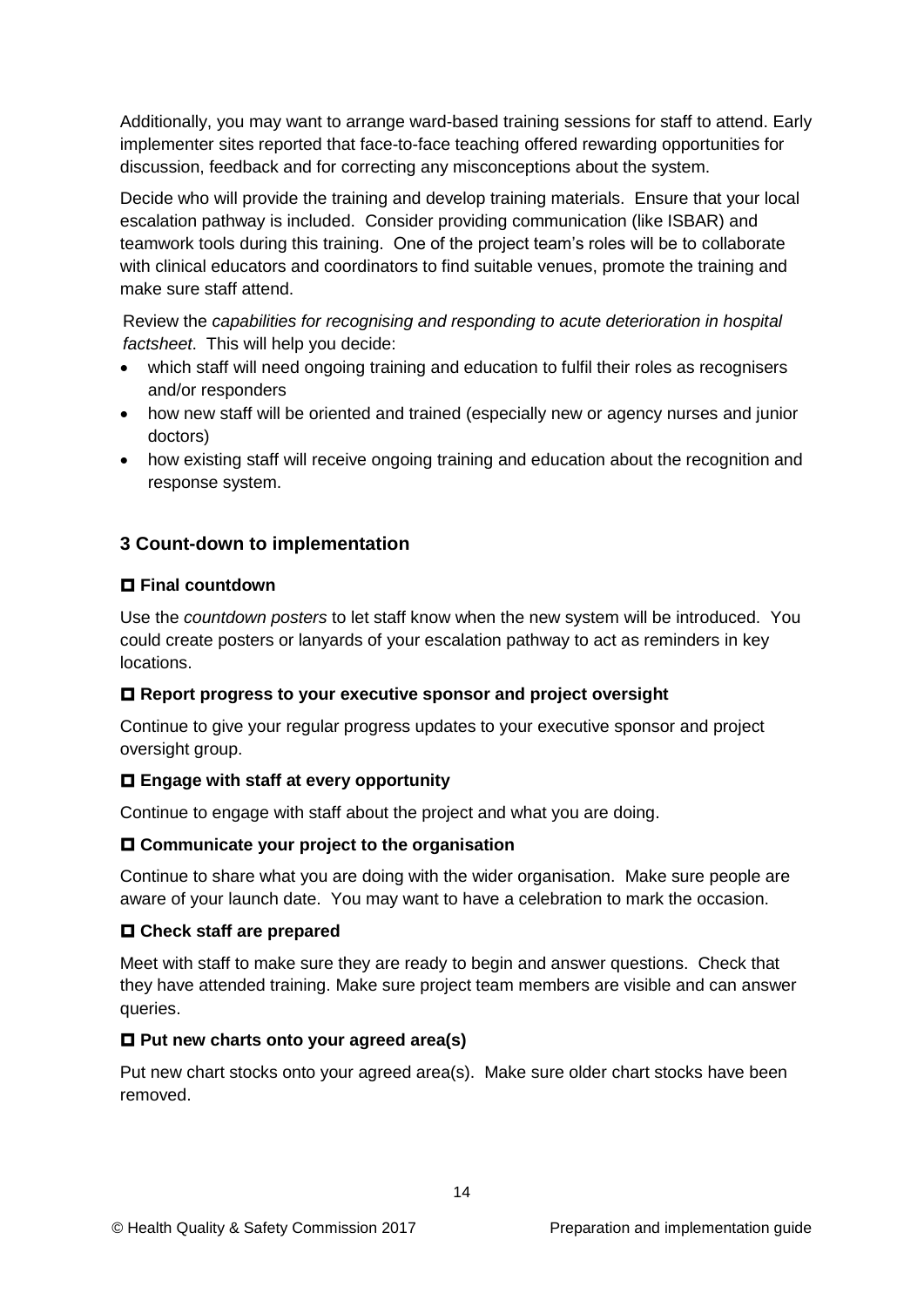Additionally, you may want to arrange ward-based training sessions for staff to attend. Early implementer sites reported that face-to-face teaching offered rewarding opportunities for discussion, feedback and for correcting any misconceptions about the system.

Decide who will provide the training and develop training materials. Ensure that your local escalation pathway is included. Consider providing communication (like ISBAR) and teamwork tools during this training. One of the project team's roles will be to collaborate with clinical educators and coordinators to find suitable venues, promote the training and make sure staff attend.

Review the *capabilities for recognising and responding to acute deterioration in hospital factsheet*. This will help you decide:

- which staff will need ongoing training and education to fulfil their roles as recognisers and/or responders
- how new staff will be oriented and trained (especially new or agency nurses and junior doctors)
- how existing staff will receive ongoing training and education about the recognition and response system.

## 3 Count-down to implementation

### ☐ Final countdown

Use the *countdown posters* to let staff know when the new system will be introduced. You could create posters or lanyards of your escalation pathway to act as reminders in key locations.

### ☐ Report progress to your executive sponsor and project oversight

Continue to give your regular progress updates to your executive sponsor and project oversight group.

### ☐ Engage with staff at every opportunity

Continue to engage with staff about the project and what you are doing.

### ☐ Communicate your project to the organisation

Continue to share what you are doing with the wider organisation. Make sure people are aware of your launch date. You may want to have a celebration to mark the occasion.

### ☐ Check staff are prepared

Meet with staff to make sure they are ready to begin and answer questions. Check that they have attended training. Make sure project team members are visible and can answer queries.

### ☐ Put new charts onto your agreed area(s)

Put new chart stocks onto your agreed area(s). Make sure older chart stocks have been removed.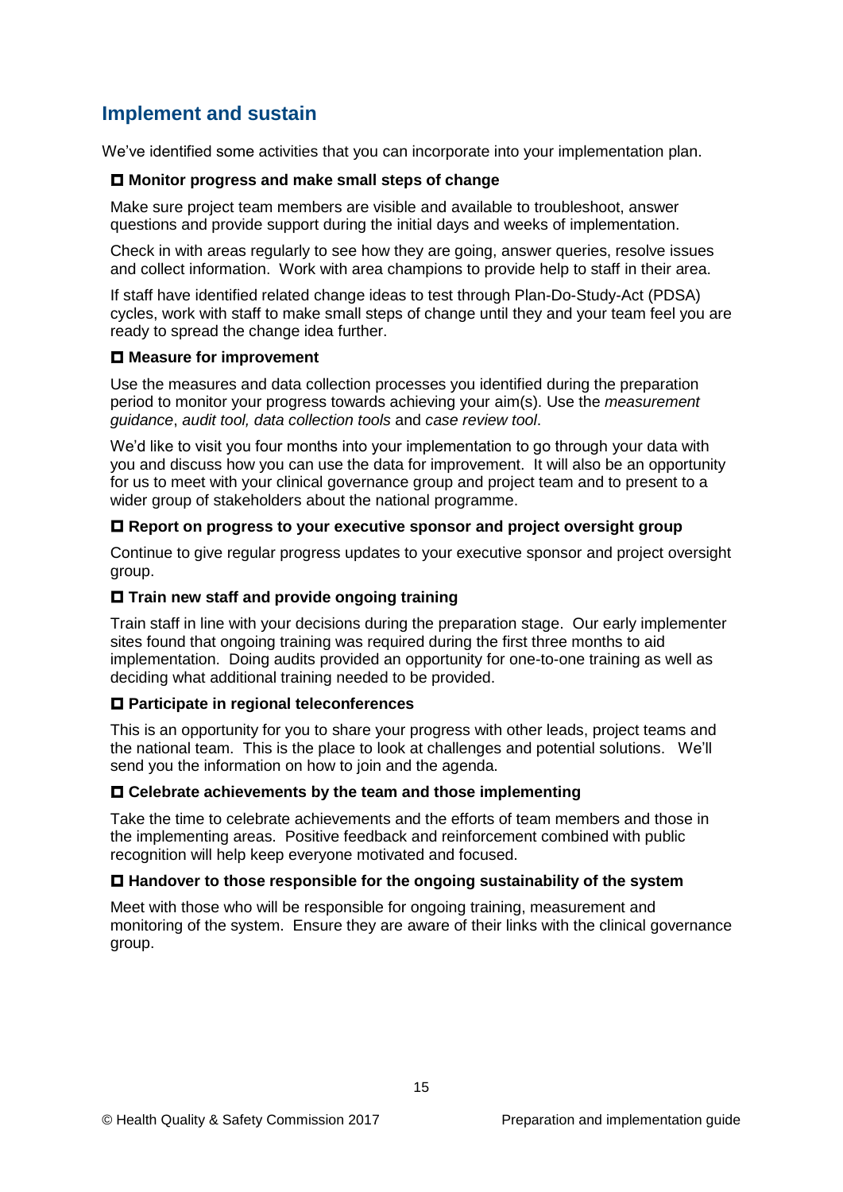## Implement and sustain

We've identified some activities that you can incorporate into your implementation plan.

### ☐ Monitor progress and make small steps of change

Make sure project team members are visible and available to troubleshoot, answer questions and provide support during the initial days and weeks of implementation.

Check in with areas regularly to see how they are going, answer queries, resolve issues and collect information. Work with area champions to provide help to staff in their area.

If staff have identified related change ideas to test through Plan-Do-Study-Act (PDSA) cycles, work with staff to make small steps of change until they and your team feel you are ready to spread the change idea further.

### ☐ Measure for improvement

Use the measures and data collection processes you identified during the preparation period to monitor your progress towards achieving your aim(s). Use the *measurement guidance*, *audit tool, data collection tools* and *case review tool*.

We'd like to visit you four months into your implementation to go through your data with you and discuss how you can use the data for improvement. It will also be an opportunity for us to meet with your clinical governance group and project team and to present to a wider group of stakeholders about the national programme.

### ☐ Report on progress to your executive sponsor and project oversight group

Continue to give regular progress updates to your executive sponsor and project oversight group.

### ☐ Train new staff and provide ongoing training

Train staff in line with your decisions during the preparation stage. Our early implementer sites found that ongoing training was required during the first three months to aid implementation. Doing audits provided an opportunity for one-to-one training as well as deciding what additional training needed to be provided.

### ☐ Participate in regional teleconferences

This is an opportunity for you to share your progress with other leads, project teams and the national team. This is the place to look at challenges and potential solutions. We'll send you the information on how to join and the agenda.

### ☐ Celebrate achievements by the team and those implementing

Take the time to celebrate achievements and the efforts of team members and those in the implementing areas. Positive feedback and reinforcement combined with public recognition will help keep everyone motivated and focused.

### ☐ Handover to those responsible for the ongoing sustainability of the system

Meet with those who will be responsible for ongoing training, measurement and monitoring of the system. Ensure they are aware of their links with the clinical governance group.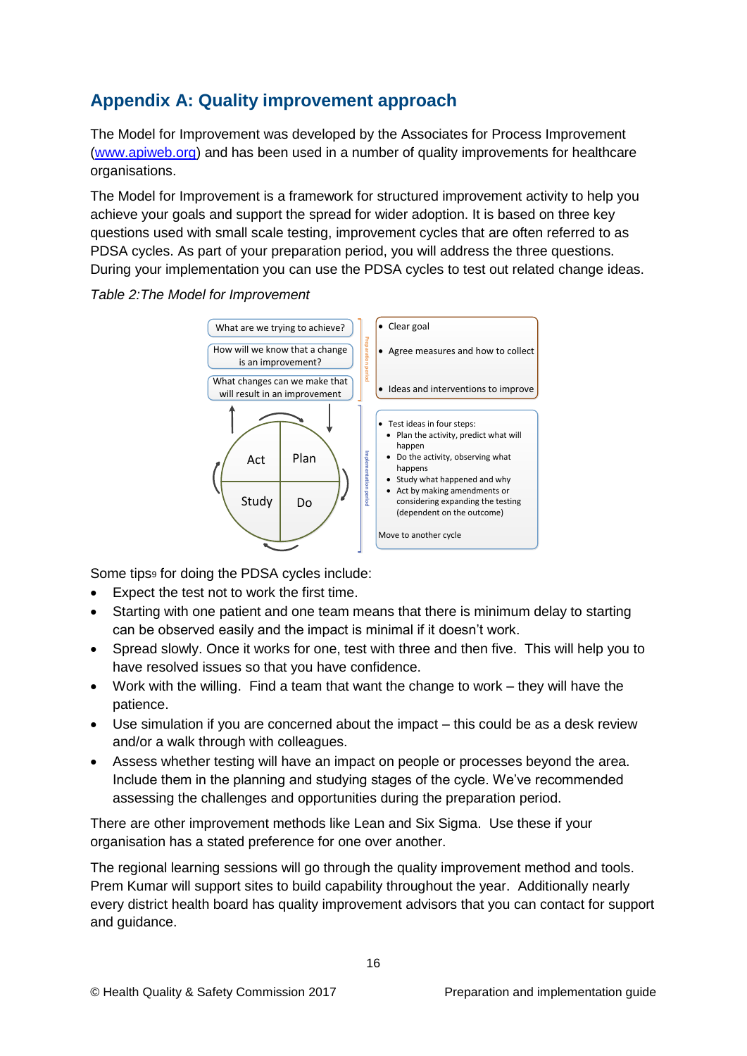## Appendix A: Quality improvement approach

The Model for Improvement was developed by the Associates for Process Improvement (www.apiweb.org) and has been used in a number of quality improvements for healthcare organisations.

The Model for Improvement is a framework for structured improvement activity to help you achieve your goals and support the spread for wider adoption. It is based on three key questions used with small scale testing, improvement cycles that are often referred to as PDSA cycles. As part of your preparation period, you will address the three questions. During your implementation you can use the PDSA cycles to test out related change ideas.

*Table 2:The Model for Improvement*

| | Preparation period | |
|---|---|---|
| What are we trying to achieve? | | • Clear goal |
| How will we know that a change is an improvement? | | • Agree measures and how to collect |
| What changes can we make that will result in an improvement | | • Ideas and interventions to improve |
| | **Implementation period** | |
| Act / Plan / Study / Do | | • Test ideas in four steps:<br>• Plan the activity, predict what will happen<br>• Do the activity, observing what happens<br>• Study what happened and why<br>• Act by making amendments or considering expanding the testing (dependent on the outcome)<br><br>Move to another cycle |

Some tips[9] for doing the PDSA cycles include:

- Expect the test not to work the first time.
- Starting with one patient and one team means that there is minimum delay to starting can be observed easily and the impact is minimal if it doesn't work.
- Spread slowly. Once it works for one, test with three and then five. This will help you to have resolved issues so that you have confidence.
- Work with the willing. Find a team that want the change to work – they will have the patience.
- Use simulation if you are concerned about the impact – this could be as a desk review and/or a walk through with colleagues.
- Assess whether testing will have an impact on people or processes beyond the area. Include them in the planning and studying stages of the cycle. We've recommended assessing the challenges and opportunities during the preparation period.

There are other improvement methods like Lean and Six Sigma. Use these if your organisation has a stated preference for one over another.

The regional learning sessions will go through the quality improvement method and tools. Prem Kumar will support sites to build capability throughout the year. Additionally nearly every district health board has quality improvement advisors that you can contact for support and guidance.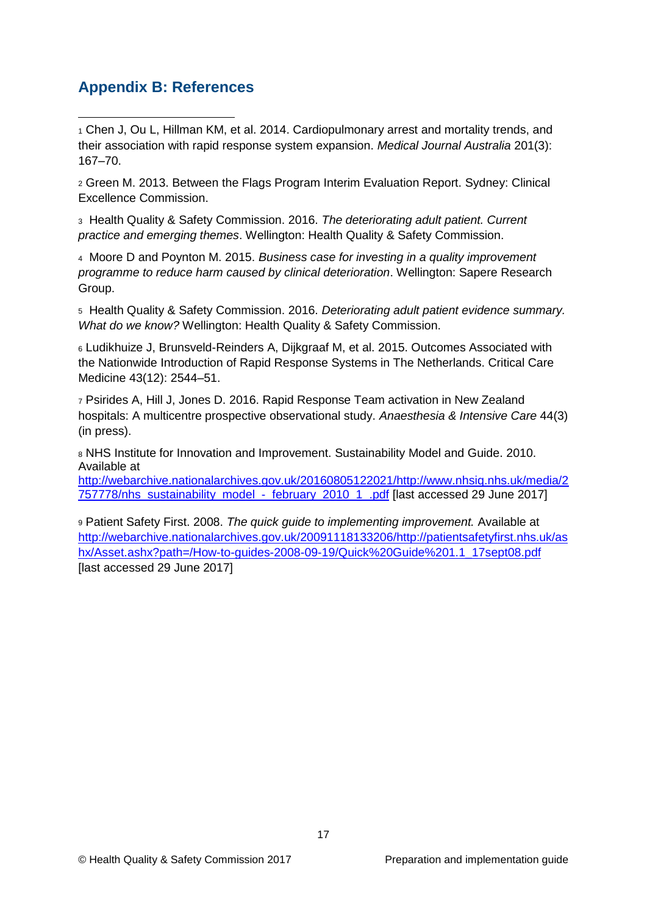## Appendix B: References

[1] Chen J, Ou L, Hillman KM, et al. 2014. Cardiopulmonary arrest and mortality trends, and their association with rapid response system expansion. *Medical Journal Australia* 201(3): 167–70.

[2] Green M. 2013. Between the Flags Program Interim Evaluation Report. Sydney: Clinical Excellence Commission.

[3] Health Quality & Safety Commission. 2016. *The deteriorating adult patient. Current practice and emerging themes*. Wellington: Health Quality & Safety Commission.

[4] Moore D and Poynton M. 2015. *Business case for investing in a quality improvement programme to reduce harm caused by clinical deterioration*. Wellington: Sapere Research Group.

[5] Health Quality & Safety Commission. 2016. *Deteriorating adult patient evidence summary. What do we know?* Wellington: Health Quality & Safety Commission.

[6] Ludikhuize J, Brunsveld-Reinders A, Dijkgraaf M, et al. 2015. Outcomes Associated with the Nationwide Introduction of Rapid Response Systems in The Netherlands. Critical Care Medicine 43(12): 2544–51.

[7] Psirides A, Hill J, Jones D. 2016. Rapid Response Team activation in New Zealand hospitals: A multicentre prospective observational study. *Anaesthesia & Intensive Care* 44(3) (in press).

[8] NHS Institute for Innovation and Improvement. Sustainability Model and Guide. 2010. Available at [http://webarchive.nationalarchives.gov.uk/20160805122021/http://www.nhsiq.nhs.uk/media/2757778/nhs_sustainability_model_-_february_2010_1_.pdf](http://webarchive.nationalarchives.gov.uk/20160805122021/http://www.nhsiq.nhs.uk/media/2757778/nhs_sustainability_model_-_february_2010_1_.pdf) [last accessed 29 June 2017]

[9] Patient Safety First. 2008. *The quick guide to implementing improvement.* Available at [http://webarchive.nationalarchives.gov.uk/20091118133206/http://patientsafetyfirst.nhs.uk/ashx/Asset.ashx?path=/How-to-guides-2008-09-19/Quick%20Guide%201.1_17sept08.pdf](http://webarchive.nationalarchives.gov.uk/20091118133206/http://patientsafetyfirst.nhs.uk/ashx/Asset.ashx?path=/How-to-guides-2008-09-19/Quick%20Guide%201.1_17sept08.pdf) [last accessed 29 June 2017]